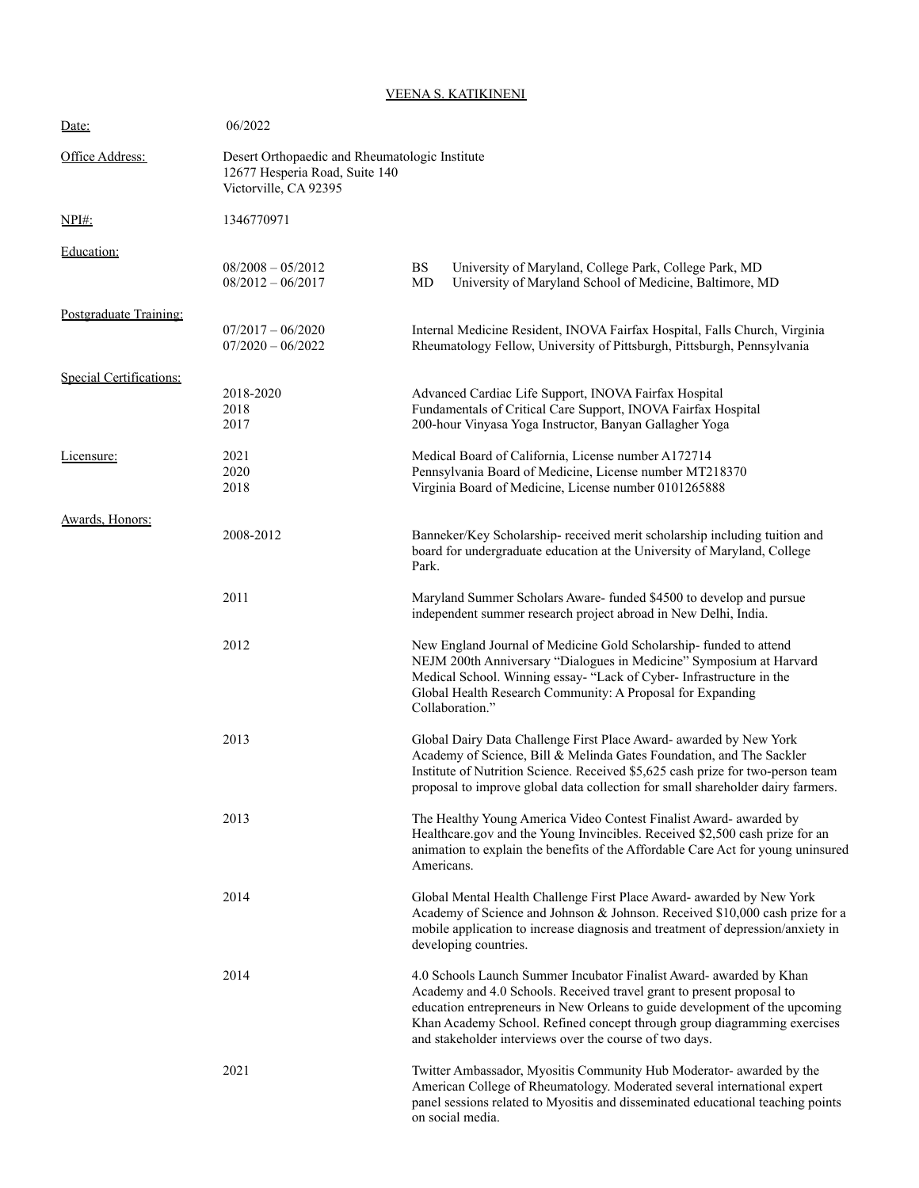# VEENA S. KATIKINENI

**Date:** 06/2022

**Office Address:**
Desert Orthopaedic and Rheumatologic Institute
12677 Hesperia Road, Suite 140
Victorville, CA 92395

**NPI#:** 1346770971

## Education:

| | | |
|---|---|---|
| 08/2008 – 05/2012 | BS | University of Maryland, College Park, College Park, MD |
| 08/2012 – 06/2017 | MD | University of Maryland School of Medicine, Baltimore, MD |

## Postgraduate Training:

| | |
|---|---|
| 07/2017 – 06/2020 | Internal Medicine Resident, INOVA Fairfax Hospital, Falls Church, Virginia |
| 07/2020 – 06/2022 | Rheumatology Fellow, University of Pittsburgh, Pittsburgh, Pennsylvania |

## Special Certifications:

| | |
|---|---|
| 2018-2020 | Advanced Cardiac Life Support, INOVA Fairfax Hospital |
| 2018 | Fundamentals of Critical Care Support, INOVA Fairfax Hospital |
| 2017 | 200-hour Vinyasa Yoga Instructor, Banyan Gallagher Yoga |

## Licensure:

| | |
|---|---|
| 2021 | Medical Board of California, License number A172714 |
| 2020 | Pennsylvania Board of Medicine, License number MT218370 |
| 2018 | Virginia Board of Medicine, License number 0101265888 |

## Awards, Honors:

**2008-2012**
Banneker/Key Scholarship- received merit scholarship including tuition and board for undergraduate education at the University of Maryland, College Park.

**2011**
Maryland Summer Scholars Aware- funded $4500 to develop and pursue independent summer research project abroad in New Delhi, India.

**2012**
New England Journal of Medicine Gold Scholarship- funded to attend NEJM 200th Anniversary "Dialogues in Medicine" Symposium at Harvard Medical School. Winning essay- "Lack of Cyber- Infrastructure in the Global Health Research Community: A Proposal for Expanding Collaboration."

**2013**
Global Dairy Data Challenge First Place Award- awarded by New York Academy of Science, Bill & Melinda Gates Foundation, and The Sackler Institute of Nutrition Science. Received $5,625 cash prize for two-person team proposal to improve global data collection for small shareholder dairy farmers.

**2013**
The Healthy Young America Video Contest Finalist Award- awarded by Healthcare.gov and the Young Invincibles. Received $2,500 cash prize for an animation to explain the benefits of the Affordable Care Act for young uninsured Americans.

**2014**
Global Mental Health Challenge First Place Award- awarded by New York Academy of Science and Johnson & Johnson. Received $10,000 cash prize for a mobile application to increase diagnosis and treatment of depression/anxiety in developing countries.

**2014**
4.0 Schools Launch Summer Incubator Finalist Award- awarded by Khan Academy and 4.0 Schools. Received travel grant to present proposal to education entrepreneurs in New Orleans to guide development of the upcoming Khan Academy School. Refined concept through group diagramming exercises and stakeholder interviews over the course of two days.

**2021**
Twitter Ambassador, Myositis Community Hub Moderator- awarded by the American College of Rheumatology. Moderated several international expert panel sessions related to Myositis and disseminated educational teaching points on social media.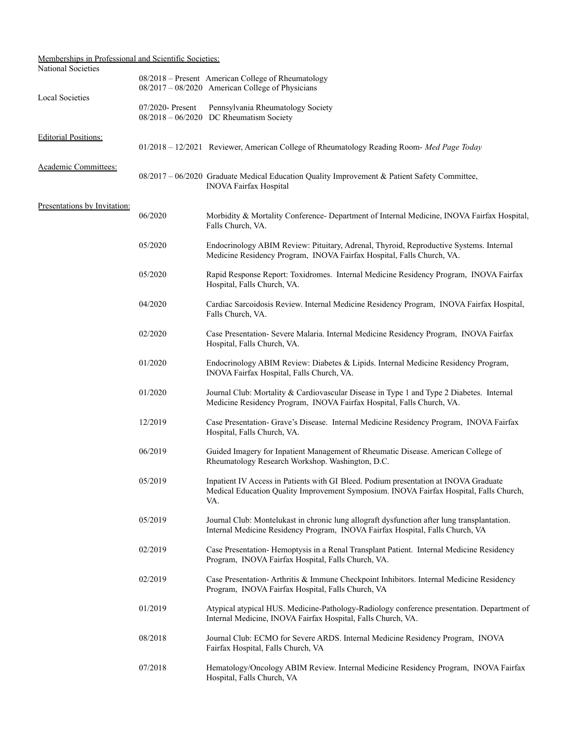Memberships in Professional and Scientific Societies:

National Societies

- 08/2018 – Present American College of Rheumatology
- 08/2017 – 08/2020 American College of Physicians

Local Societies

- 07/2020- Present Pennsylvania Rheumatology Society
- 08/2018 – 06/2020 DC Rheumatism Society

Editorial Positions:

- 01/2018 – 12/2021 Reviewer, American College of Rheumatology Reading Room- *Med Page Today*

Academic Committees:

- 08/2017 – 06/2020 Graduate Medical Education Quality Improvement & Patient Safety Committee, INOVA Fairfax Hospital

Presentations by Invitation:

| | |
|---|---|
| 06/2020 | Morbidity & Mortality Conference- Department of Internal Medicine, INOVA Fairfax Hospital, Falls Church, VA. |
| 05/2020 | Endocrinology ABIM Review: Pituitary, Adrenal, Thyroid, Reproductive Systems. Internal Medicine Residency Program, INOVA Fairfax Hospital, Falls Church, VA. |
| 05/2020 | Rapid Response Report: Toxidromes. Internal Medicine Residency Program, INOVA Fairfax Hospital, Falls Church, VA. |
| 04/2020 | Cardiac Sarcoidosis Review. Internal Medicine Residency Program, INOVA Fairfax Hospital, Falls Church, VA. |
| 02/2020 | Case Presentation- Severe Malaria. Internal Medicine Residency Program, INOVA Fairfax Hospital, Falls Church, VA. |
| 01/2020 | Endocrinology ABIM Review: Diabetes & Lipids. Internal Medicine Residency Program, INOVA Fairfax Hospital, Falls Church, VA. |
| 01/2020 | Journal Club: Mortality & Cardiovascular Disease in Type 1 and Type 2 Diabetes. Internal Medicine Residency Program, INOVA Fairfax Hospital, Falls Church, VA. |
| 12/2019 | Case Presentation- Grave's Disease. Internal Medicine Residency Program, INOVA Fairfax Hospital, Falls Church, VA. |
| 06/2019 | Guided Imagery for Inpatient Management of Rheumatic Disease. American College of Rheumatology Research Workshop. Washington, D.C. |
| 05/2019 | Inpatient IV Access in Patients with GI Bleed. Podium presentation at INOVA Graduate Medical Education Quality Improvement Symposium. INOVA Fairfax Hospital, Falls Church, VA. |
| 05/2019 | Journal Club: Montelukast in chronic lung allograft dysfunction after lung transplantation. Internal Medicine Residency Program, INOVA Fairfax Hospital, Falls Church, VA |
| 02/2019 | Case Presentation- Hemoptysis in a Renal Transplant Patient. Internal Medicine Residency Program, INOVA Fairfax Hospital, Falls Church, VA. |
| 02/2019 | Case Presentation- Arthritis & Immune Checkpoint Inhibitors. Internal Medicine Residency Program, INOVA Fairfax Hospital, Falls Church, VA |
| 01/2019 | Atypical atypical HUS. Medicine-Pathology-Radiology conference presentation. Department of Internal Medicine, INOVA Fairfax Hospital, Falls Church, VA. |
| 08/2018 | Journal Club: ECMO for Severe ARDS. Internal Medicine Residency Program, INOVA Fairfax Hospital, Falls Church, VA |
| 07/2018 | Hematology/Oncology ABIM Review. Internal Medicine Residency Program, INOVA Fairfax Hospital, Falls Church, VA |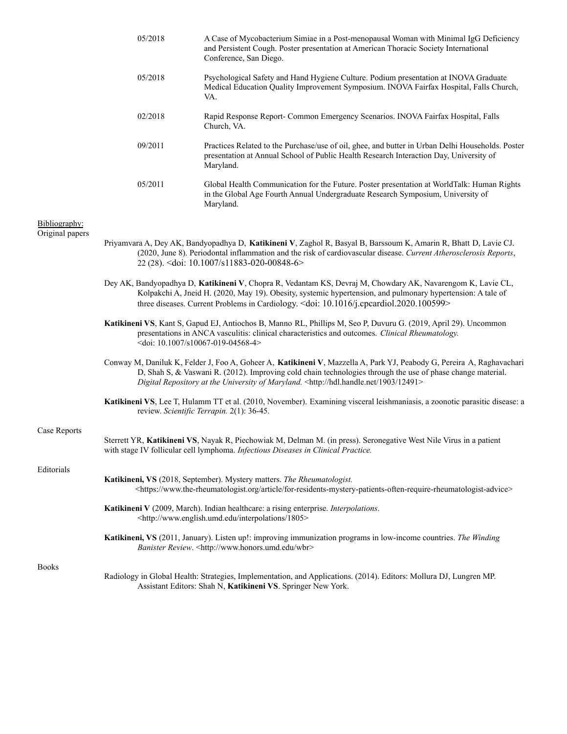| | |
|---|---|
| 05/2018 | A Case of Mycobacterium Simiae in a Post-menopausal Woman with Minimal IgG Deficiency and Persistent Cough. Poster presentation at American Thoracic Society International Conference, San Diego. |
| 05/2018 | Psychological Safety and Hand Hygiene Culture. Podium presentation at INOVA Graduate Medical Education Quality Improvement Symposium. INOVA Fairfax Hospital, Falls Church, VA. |
| 02/2018 | Rapid Response Report- Common Emergency Scenarios. INOVA Fairfax Hospital, Falls Church, VA. |
| 09/2011 | Practices Related to the Purchase/use of oil, ghee, and butter in Urban Delhi Households. Poster presentation at Annual School of Public Health Research Interaction Day, University of Maryland. |
| 05/2011 | Global Health Communication for the Future. Poster presentation at WorldTalk: Human Rights in the Global Age Fourth Annual Undergraduate Research Symposium, University of Maryland. |

## Bibliography:

### Original papers

Priyamvara A, Dey AK, Bandyopadhya D, **Katikineni V**, Zaghol R, Basyal B, Barssoum K, Amarin R, Bhatt D, Lavie CJ. (2020, June 8). Periodontal inflammation and the risk of cardiovascular disease. *Current Atherosclerosis Reports*, 22 (28). <doi: 10.1007/s11883-020-00848-6>

Dey AK, Bandyopadhya D, **Katikineni V**, Chopra R, Vedantam KS, Devraj M, Chowdary AK, Navarengom K, Lavie CL, Kolpakchi A, Jneid H. (2020, May 19). Obesity, systemic hypertension, and pulmonary hypertension: A tale of three diseases. Current Problems in Cardiology. <doi: 10.1016/j.cpcardiol.2020.100599>

**Katikineni VS**, Kant S, Gapud EJ, Antiochos B, Manno RL, Phillips M, Seo P, Duvuru G. (2019, April 29). Uncommon presentations in ANCA vasculitis: clinical characteristics and outcomes. *Clinical Rheumatology.* <doi: 10.1007/s10067-019-04568-4>

Conway M, Daniluk K, Felder J, Foo A, Goheer A, **Katikineni V**, Mazzella A, Park YJ, Peabody G, Pereira A, Raghavachari D, Shah S, & Vaswani R. (2012). Improving cold chain technologies through the use of phase change material. *Digital Repository at the University of Maryland.* <http://hdl.handle.net/1903/12491>

**Katikineni VS**, Lee T, Hulamm TT et al. (2010, November). Examining visceral leishmaniasis, a zoonotic parasitic disease: a review. *Scientific Terrapin.* 2(1): 36-45.

### Case Reports

Sterrett YR, **Katikineni VS**, Nayak R, Piechowiak M, Delman M. (in press). Seronegative West Nile Virus in a patient with stage IV follicular cell lymphoma. *Infectious Diseases in Clinical Practice.*

### Editorials

**Katikineni, VS** (2018, September). Mystery matters. *The Rheumatologist.* <https://www.the-rheumatologist.org/article/for-residents-mystery-patients-often-require-rheumatologist-advice>

**Katikineni V** (2009, March). Indian healthcare: a rising enterprise. *Interpolations*. <http://www.english.umd.edu/interpolations/1805>

**Katikineni, VS** (2011, January). Listen up!: improving immunization programs in low-income countries. *The Winding Banister Review*. <http://www.honors.umd.edu/wbr>

### Books

Radiology in Global Health: Strategies, Implementation, and Applications. (2014). Editors: Mollura DJ, Lungren MP. Assistant Editors: Shah N, **Katikineni VS**. Springer New York.